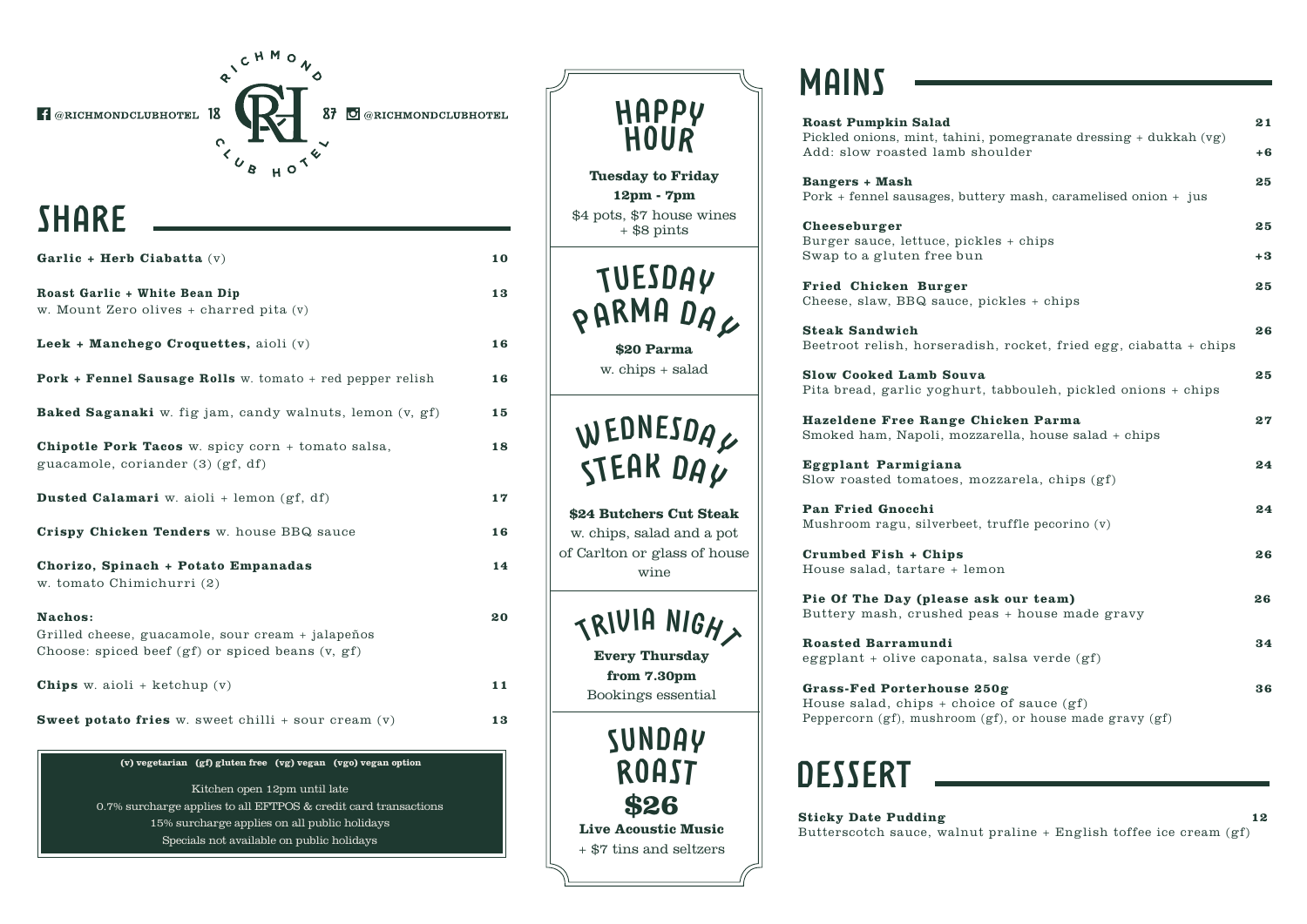@RICHMONDCLUBHOTEL

RICHMOND CLUB HOTEL 1887

@RICHMONDCLUBHOTEL

# SHARE

**Garlic + Herb Ciabatta** (v) — 10

**Roast Garlic + White Bean Dip** — 13
w. Mount Zero olives + charred pita (v)

**Leek + Manchego Croquettes,** aioli (v) — 16

**Pork + Fennel Sausage Rolls** w. tomato + red pepper relish — 16

**Baked Saganaki** w. fig jam, candy walnuts, lemon (v, gf) — 15

**Chipotle Pork Tacos** w. spicy corn + tomato salsa, guacamole, coriander (3) (gf, df) — 18

**Dusted Calamari** w. aioli + lemon (gf, df) — 17

**Crispy Chicken Tenders** w. house BBQ sauce — 16

**Chorizo, Spinach + Potato Empanadas** — 14
w. tomato Chimichurri (2)

**Nachos:** — 20
Grilled cheese, guacamole, sour cream + jalapeños
Choose: spiced beef (gf) or spiced beans (v, gf)

**Chips** w. aioli + ketchup (v) — 11

**Sweet potato fries** w. sweet chilli + sour cream (v) — 13

**(v) vegetarian (gf) gluten free (vg) vegan (vgo) vegan option**

Kitchen open 12pm until late
0.7% surcharge applies to all EFTPOS & credit card transactions
15% surcharge applies on all public holidays
Specials not available on public holidays

## HAPPY HOUR

**Tuesday to Friday**
**12pm - 7pm**
$4 pots, $7 house wines + $8 pints

## TUESDAY PARMA DAY

**$20 Parma**
w. chips + salad

## WEDNESDAY STEAK DAY

**$24 Butchers Cut Steak**
w. chips, salad and a pot of Carlton or glass of house wine

## TRIVIA NIGHT

**Every Thursday**
**from 7.30pm**
Bookings essential

## SUNDAY ROAST

**$26**
**Live Acoustic Music**
+ $7 tins and seltzers

# MAINS

**Roast Pumpkin Salad** — 21
Pickled onions, mint, tahini, pomegranate dressing + dukkah (vg)
Add: slow roasted lamb shoulder — +6

**Bangers + Mash** — 25
Pork + fennel sausages, buttery mash, caramelised onion + jus

**Cheeseburger** — 25
Burger sauce, lettuce, pickles + chips
Swap to a gluten free bun — +3

**Fried Chicken Burger** — 25
Cheese, slaw, BBQ sauce, pickles + chips

**Steak Sandwich** — 26
Beetroot relish, horseradish, rocket, fried egg, ciabatta + chips

**Slow Cooked Lamb Souva** — 25
Pita bread, garlic yoghurt, tabbouleh, pickled onions + chips

**Hazeldene Free Range Chicken Parma** — 27
Smoked ham, Napoli, mozzarella, house salad + chips

**Eggplant Parmigiana** — 24
Slow roasted tomatoes, mozzarela, chips (gf)

**Pan Fried Gnocchi** — 24
Mushroom ragu, silverbeet, truffle pecorino (v)

**Crumbed Fish + Chips** — 26
House salad, tartare + lemon

**Pie Of The Day (please ask our team)** — 26
Buttery mash, crushed peas + house made gravy

**Roasted Barramundi** — 34
eggplant + olive caponata, salsa verde (gf)

**Grass-Fed Porterhouse 250g** — 36
House salad, chips + choice of sauce (gf)
Peppercorn (gf), mushroom (gf), or house made gravy (gf)

# DESSERT

**Sticky Date Pudding** — 12
Butterscotch sauce, walnut praline + English toffee ice cream (gf)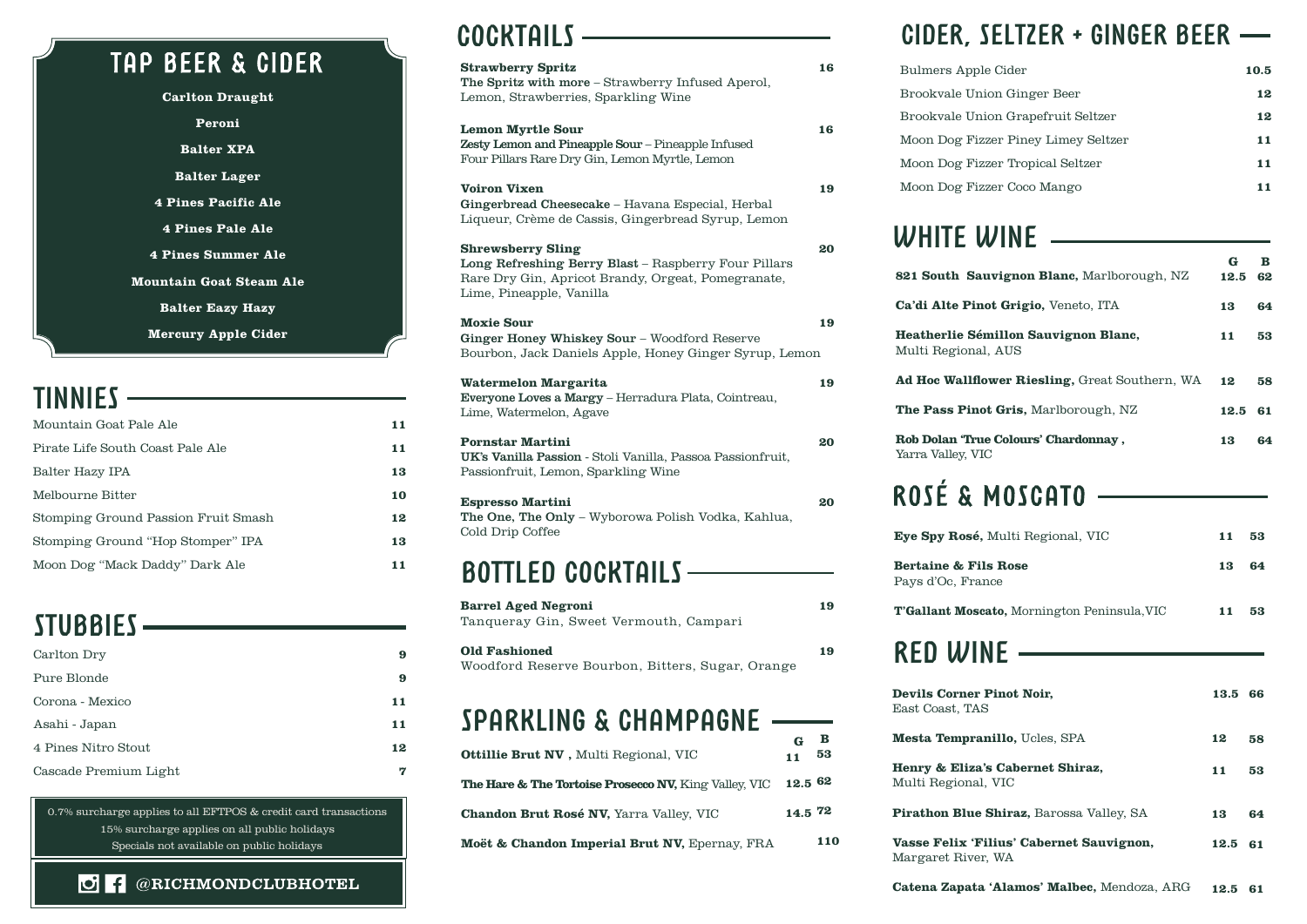## TAP BEER & CIDER

**Carlton Draught**

**Peroni**

**Balter XPA**

**Balter Lager**

**4 Pines Pacific Ale**

**4 Pines Pale Ale**

**4 Pines Summer Ale**

**Mountain Goat Steam Ale**

**Balter Eazy Hazy**

**Mercury Apple Cider**

## TINNIES

| | |
|---|---|
| Mountain Goat Pale Ale | 11 |
| Pirate Life South Coast Pale Ale | 11 |
| Balter Hazy IPA | 13 |
| Melbourne Bitter | 10 |
| Stomping Ground Passion Fruit Smash | 12 |
| Stomping Ground "Hop Stomper" IPA | 13 |
| Moon Dog "Mack Daddy" Dark Ale | 11 |

## STUBBIES

| | |
|---|---|
| Carlton Dry | 9 |
| Pure Blonde | 9 |
| Corona - Mexico | 11 |
| Asahi - Japan | 11 |
| 4 Pines Nitro Stout | 12 |
| Cascade Premium Light | 7 |

0.7% surcharge applies to all EFTPOS & credit card transactions
15% surcharge applies on all public holidays
Specials not available on public holidays

@RICHMONDCLUBHOTEL

## COCKTAILS

**Strawberry Spritz** — 16
**The Spritz with more** – Strawberry Infused Aperol, Lemon, Strawberries, Sparkling Wine

**Lemon Myrtle Sour** — 16
**Zesty Lemon and Pineapple Sour** – Pineapple Infused Four Pillars Rare Dry Gin, Lemon Myrtle, Lemon

**Voiron Vixen** — 19
**Gingerbread Cheesecake** – Havana Especial, Herbal Liqueur, Crème de Cassis, Gingerbread Syrup, Lemon

**Shrewsberry Sling** — 20
**Long Refreshing Berry Blast** – Raspberry Four Pillars Rare Dry Gin, Apricot Brandy, Orgeat, Pomegranate, Lime, Pineapple, Vanilla

**Moxie Sour** — 19
**Ginger Honey Whiskey Sour** – Woodford Reserve Bourbon, Jack Daniels Apple, Honey Ginger Syrup, Lemon

**Watermelon Margarita** — 19
**Everyone Loves a Margy** – Herradura Plata, Cointreau, Lime, Watermelon, Agave

**Pornstar Martini** — 20
**UK's Vanilla Passion** - Stoli Vanilla, Passoa Passionfruit, Passionfruit, Lemon, Sparkling Wine

**Espresso Martini** — 20
**The One, The Only** – Wyborowa Polish Vodka, Kahlua, Cold Drip Coffee

## BOTTLED COCKTAILS

**Barrel Aged Negroni** — 19
Tanqueray Gin, Sweet Vermouth, Campari

**Old Fashioned** — 19
Woodford Reserve Bourbon, Bitters, Sugar, Orange

## SPARKLING & CHAMPAGNE

| | G | B |
|---|---|---|
| **Ottillie Brut NV**, Multi Regional, VIC | 11 | 53 |
| **The Hare & The Tortoise Prosecco NV,** King Valley, VIC | 12.5 | 62 |
| **Chandon Brut Rosé NV,** Yarra Valley, VIC | 14.5 | 72 |
| **Moët & Chandon Imperial Brut NV,** Epernay, FRA | | 110 |

## CIDER, SELTZER + GINGER BEER

| | |
|---|---|
| Bulmers Apple Cider | 10.5 |
| Brookvale Union Ginger Beer | 12 |
| Brookvale Union Grapefruit Seltzer | 12 |
| Moon Dog Fizzer Piney Limey Seltzer | 11 |
| Moon Dog Fizzer Tropical Seltzer | 11 |
| Moon Dog Fizzer Coco Mango | 11 |

## WHITE WINE

| | G | B |
|---|---|---|
| **821 South Sauvignon Blanc,** Marlborough, NZ | 12.5 | 62 |
| **Ca'di Alte Pinot Grigio,** Veneto, ITA | 13 | 64 |
| **Heatherlie Sémillon Sauvignon Blanc,** Multi Regional, AUS | 11 | 53 |
| **Ad Hoc Wallflower Riesling,** Great Southern, WA | 12 | 58 |
| **The Pass Pinot Gris,** Marlborough, NZ | 12.5 | 61 |
| **Rob Dolan 'True Colours' Chardonnay ,** Yarra Valley, VIC | 13 | 64 |

## ROSÉ & MOSCATO

| | | |
|---|---|---|
| **Eye Spy Rosé,** Multi Regional, VIC | 11 | 53 |
| **Bertaine & Fils Rose** Pays d'Oc, France | 13 | 64 |
| **T'Gallant Moscato,** Mornington Peninsula,VIC | 11 | 53 |

## RED WINE

| | | |
|---|---|---|
| **Devils Corner Pinot Noir,** East Coast, TAS | 13.5 | 66 |
| **Mesta Tempranillo,** Ucles, SPA | 12 | 58 |
| **Henry & Eliza's Cabernet Shiraz,** Multi Regional, VIC | 11 | 53 |
| **Pirathon Blue Shiraz,** Barossa Valley, SA | 13 | 64 |
| **Vasse Felix 'Filius' Cabernet Sauvignon,** Margaret River, WA | 12.5 | 61 |
| **Catena Zapata 'Alamos' Malbec,** Mendoza, ARG | 12.5 | 61 |